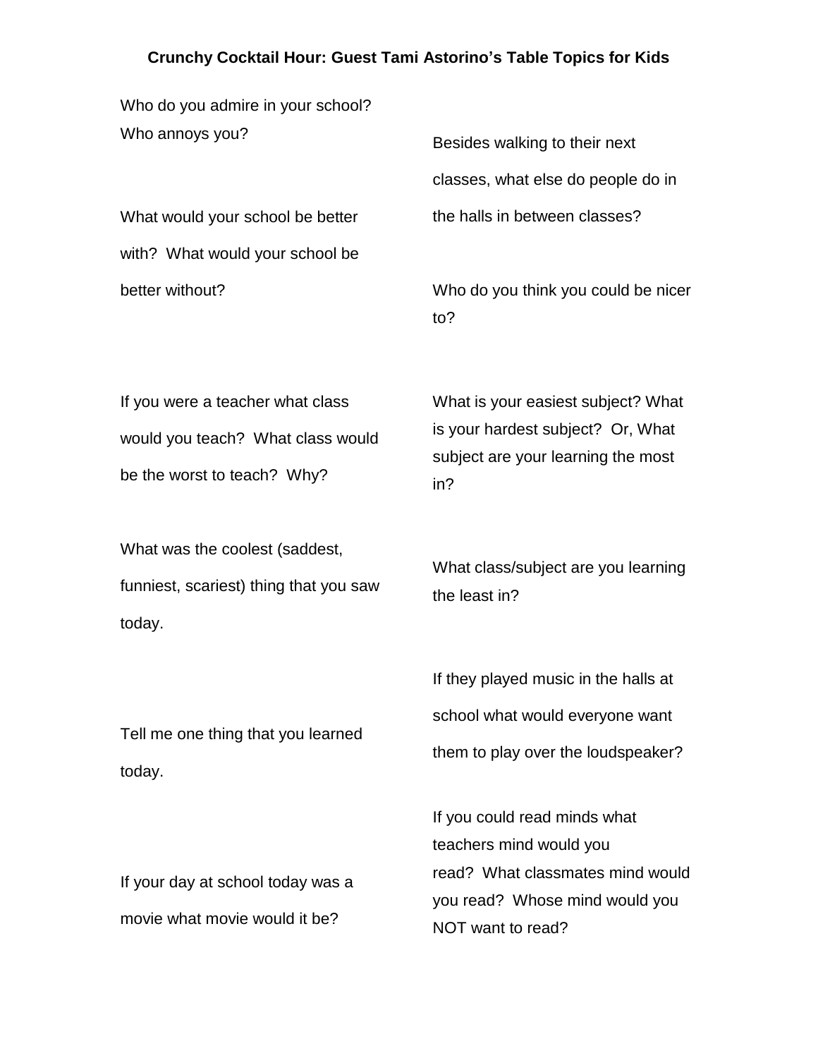**Crunchy Cocktail Hour: Guest Tami Astorino's Table Topics for Kids**

Who do you admire in your school? Who annoys you?

What would your school be better with? What would your school be better without?

If you were a teacher what class would you teach? What class would be the worst to teach? Why?

What was the coolest (saddest, funniest, scariest) thing that you saw today.

Tell me one thing that you learned today.

If your day at school today was a movie what movie would it be?

Besides walking to their next classes, what else do people do in the halls in between classes?

Who do you think you could be nicer to?

What is your easiest subject? What is your hardest subject? Or, What subject are your learning the most in?

What class/subject are you learning the least in?

If they played music in the halls at school what would everyone want them to play over the loudspeaker?

If you could read minds what teachers mind would you read? What classmates mind would you read? Whose mind would you NOT want to read?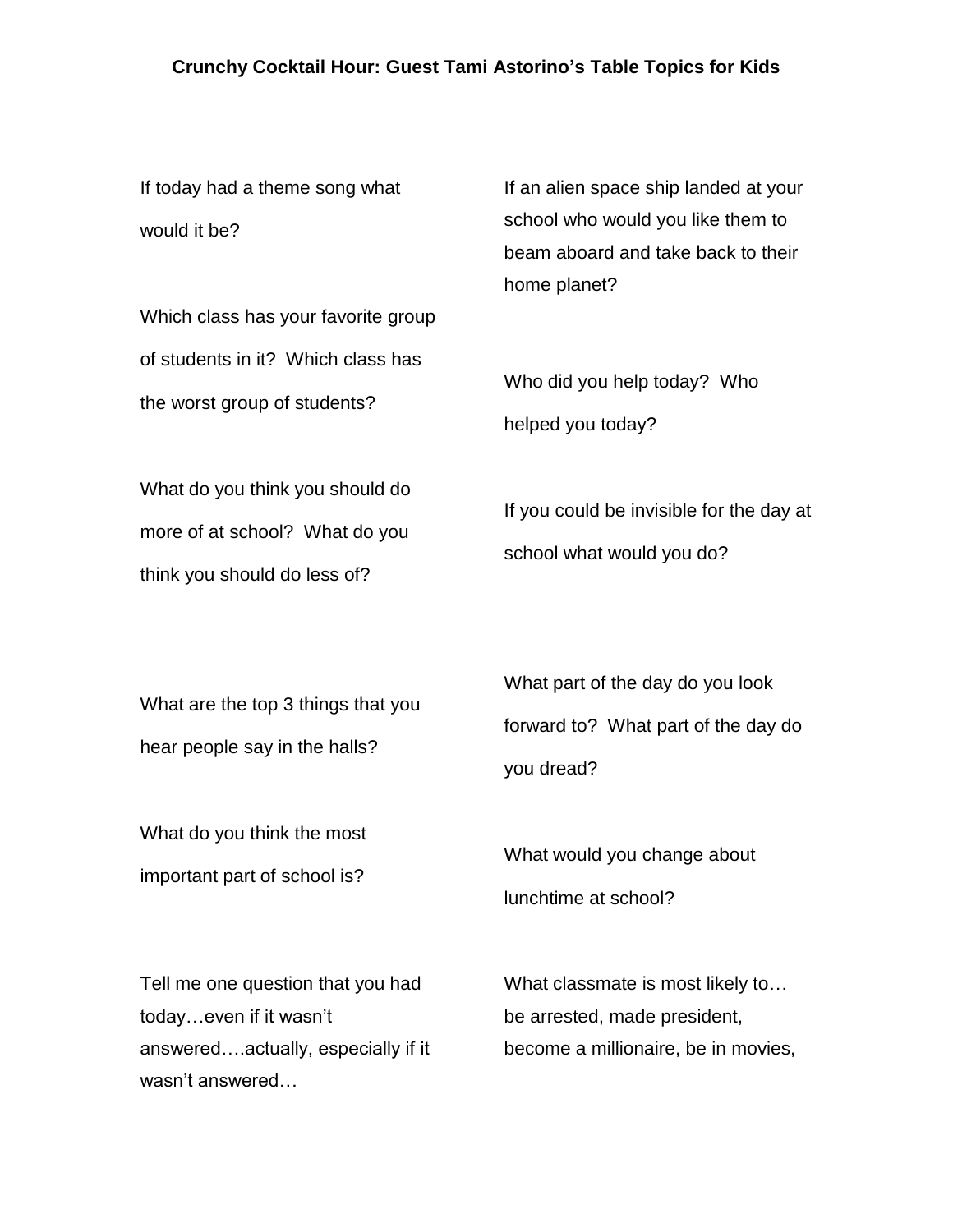**Crunchy Cocktail Hour: Guest Tami Astorino's Table Topics for Kids**

If today had a theme song what would it be?

Which class has your favorite group of students in it? Which class has the worst group of students?

What do you think you should do more of at school? What do you think you should do less of?

What are the top 3 things that you hear people say in the halls?

What do you think the most important part of school is?

Tell me one question that you had today…even if it wasn't answered….actually, especially if it wasn't answered…

If an alien space ship landed at your school who would you like them to beam aboard and take back to their home planet?

Who did you help today? Who helped you today?

If you could be invisible for the day at school what would you do?

What part of the day do you look forward to? What part of the day do you dread?

What would you change about lunchtime at school?

What classmate is most likely to… be arrested, made president, become a millionaire, be in movies,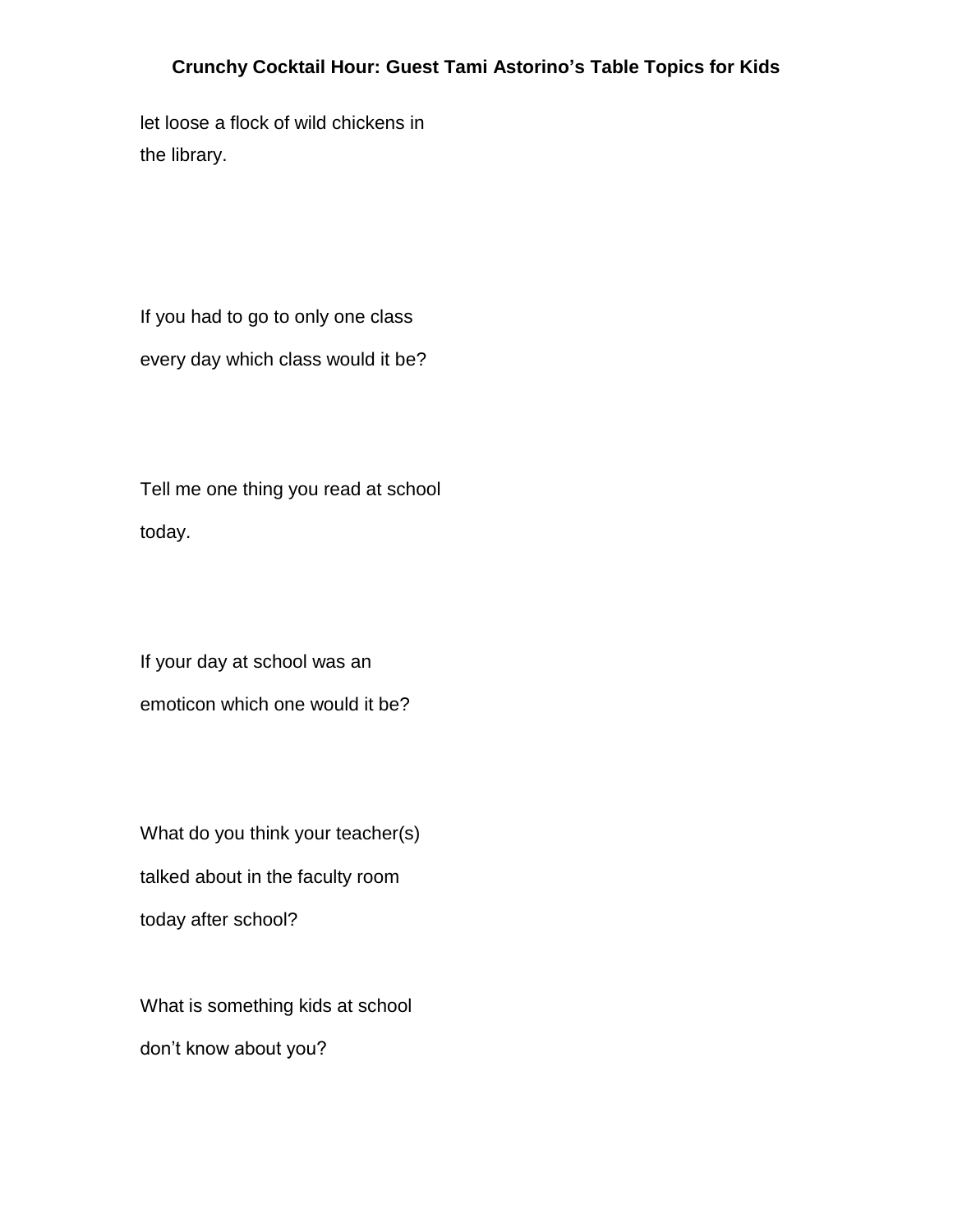let loose a flock of wild chickens in the library.

If you had to go to only one class every day which class would it be?

Tell me one thing you read at school today.

If your day at school was an emoticon which one would it be?

What do you think your teacher(s) talked about in the faculty room today after school?

What is something kids at school don't know about you?